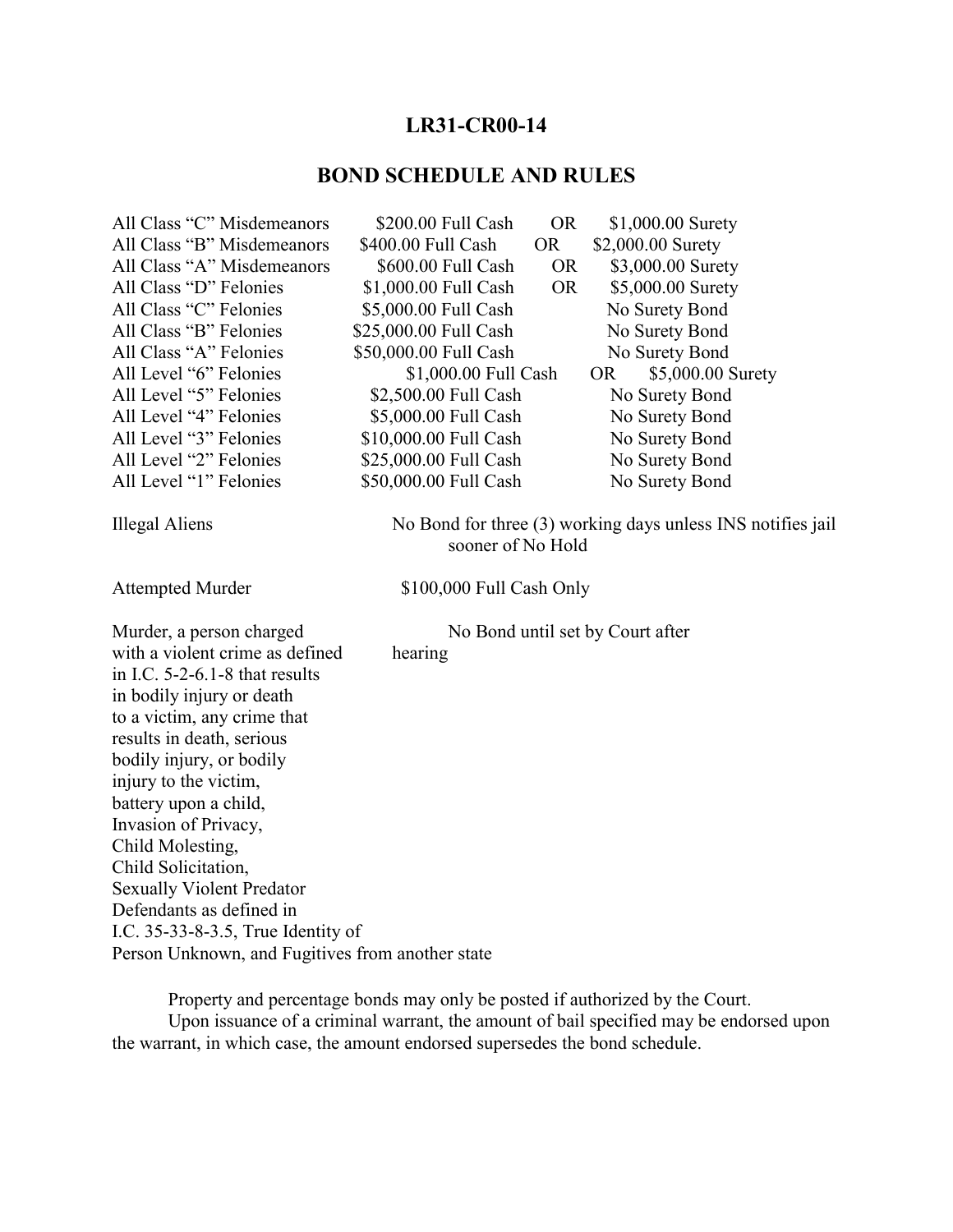## LR31-CR00-14

## BOND SCHEDULE AND RULES

| | | | |
|---|---|---|---|
| All Class "C" Misdemeanors | $200.00 Full Cash | OR | $1,000.00 Surety |
| All Class "B" Misdemeanors | $400.00 Full Cash | OR | $2,000.00 Surety |
| All Class "A" Misdemeanors | $600.00 Full Cash | OR | $3,000.00 Surety |
| All Class "D" Felonies | $1,000.00 Full Cash | OR | $5,000.00 Surety |
| All Class "C" Felonies | $5,000.00 Full Cash | | No Surety Bond |
| All Class "B" Felonies | $25,000.00 Full Cash | | No Surety Bond |
| All Class "A" Felonies | $50,000.00 Full Cash | | No Surety Bond |
| All Level "6" Felonies | $1,000.00 Full Cash | OR | $5,000.00 Surety |
| All Level "5" Felonies | $2,500.00 Full Cash | | No Surety Bond |
| All Level "4" Felonies | $5,000.00 Full Cash | | No Surety Bond |
| All Level "3" Felonies | $10,000.00 Full Cash | | No Surety Bond |
| All Level "2" Felonies | $25,000.00 Full Cash | | No Surety Bond |
| All Level "1" Felonies | $50,000.00 Full Cash | | No Surety Bond |

Illegal Aliens — No Bond for three (3) working days unless INS notifies jail sooner of No Hold

Attempted Murder — $100,000 Full Cash Only

Murder, a person charged with a violent crime as defined in I.C. 5-2-6.1-8 that results in bodily injury or death to a victim, any crime that results in death, serious bodily injury, or bodily injury to the victim, battery upon a child, Invasion of Privacy, Child Molesting, Child Solicitation, Sexually Violent Predator Defendants as defined in I.C. 35-33-8-3.5, True Identity of Person Unknown, and Fugitives from another state — No Bond until set by Court after hearing

Property and percentage bonds may only be posted if authorized by the Court.

Upon issuance of a criminal warrant, the amount of bail specified may be endorsed upon the warrant, in which case, the amount endorsed supersedes the bond schedule.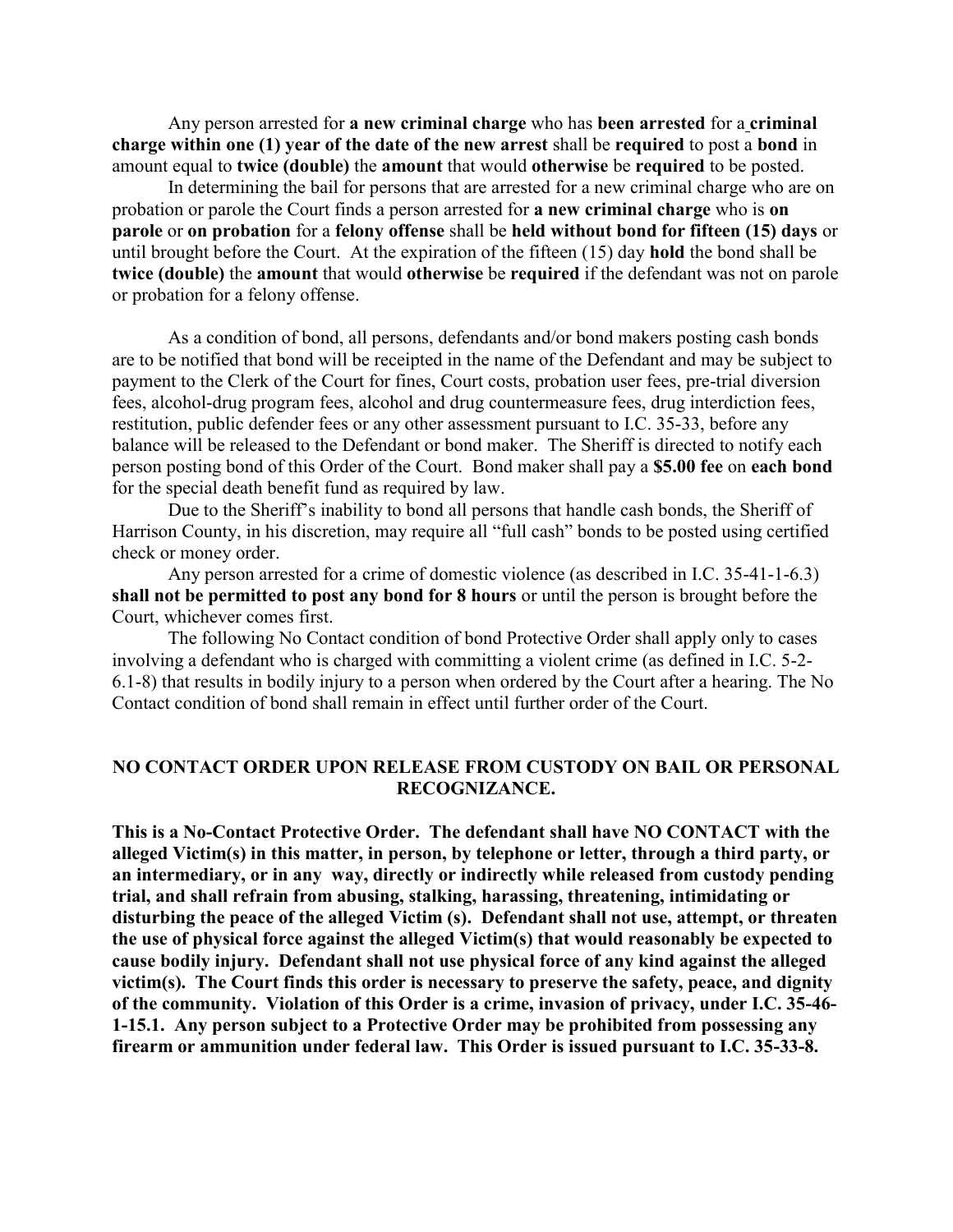Any person arrested for **a new criminal charge** who has **been arrested** for a **criminal charge within one (1) year of the date of the new arrest** shall be **required** to post a **bond** in amount equal to **twice (double)** the **amount** that would **otherwise** be **required** to be posted.

In determining the bail for persons that are arrested for a new criminal charge who are on probation or parole the Court finds a person arrested for **a new criminal charge** who is **on parole** or **on probation** for a **felony offense** shall be **held without bond for fifteen (15) days** or until brought before the Court. At the expiration of the fifteen (15) day **hold** the bond shall be **twice (double)** the **amount** that would **otherwise** be **required** if the defendant was not on parole or probation for a felony offense.

As a condition of bond, all persons, defendants and/or bond makers posting cash bonds are to be notified that bond will be receipted in the name of the Defendant and may be subject to payment to the Clerk of the Court for fines, Court costs, probation user fees, pre-trial diversion fees, alcohol-drug program fees, alcohol and drug countermeasure fees, drug interdiction fees, restitution, public defender fees or any other assessment pursuant to I.C. 35-33, before any balance will be released to the Defendant or bond maker. The Sheriff is directed to notify each person posting bond of this Order of the Court. Bond maker shall pay a **$5.00 fee** on **each bond** for the special death benefit fund as required by law.

Due to the Sheriff's inability to bond all persons that handle cash bonds, the Sheriff of Harrison County, in his discretion, may require all "full cash" bonds to be posted using certified check or money order.

Any person arrested for a crime of domestic violence (as described in I.C. 35-41-1-6.3) **shall not be permitted to post any bond for 8 hours** or until the person is brought before the Court, whichever comes first.

The following No Contact condition of bond Protective Order shall apply only to cases involving a defendant who is charged with committing a violent crime (as defined in I.C. 5-2-6.1-8) that results in bodily injury to a person when ordered by the Court after a hearing. The No Contact condition of bond shall remain in effect until further order of the Court.

## NO CONTACT ORDER UPON RELEASE FROM CUSTODY ON BAIL OR PERSONAL RECOGNIZANCE.

**This is a No-Contact Protective Order. The defendant shall have NO CONTACT with the alleged Victim(s) in this matter, in person, by telephone or letter, through a third party, or an intermediary, or in any way, directly or indirectly while released from custody pending trial, and shall refrain from abusing, stalking, harassing, threatening, intimidating or disturbing the peace of the alleged Victim (s). Defendant shall not use, attempt, or threaten the use of physical force against the alleged Victim(s) that would reasonably be expected to cause bodily injury. Defendant shall not use physical force of any kind against the alleged victim(s). The Court finds this order is necessary to preserve the safety, peace, and dignity of the community. Violation of this Order is a crime, invasion of privacy, under I.C. 35-46-1-15.1. Any person subject to a Protective Order may be prohibited from possessing any firearm or ammunition under federal law. This Order is issued pursuant to I.C. 35-33-8.**